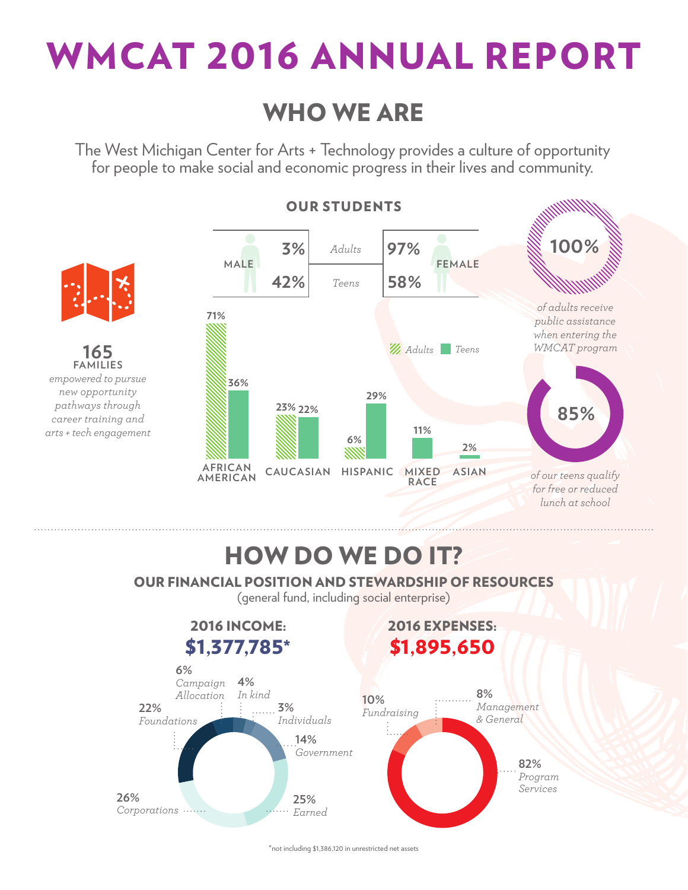# WMCAT 2016 ANNUAL REPORT

## WHO WE ARE

The West Michigan Center for Arts + Technology provides a culture of opportunity for people to make social and economic progress in their lives and community.

### OUR STUDENTS

| MALE | | FEMALE |
|---|---|---|
| 3% | *Adults* | 97% |
| 42% | *Teens* | 58% |

| | AFRICAN AMERICAN | CAUCASIAN | HISPANIC | MIXED RACE | ASIAN |
|---|---|---|---|---|---|
| *Adults* | 71% | 23% | 6% | | |
| *Teens* | 36% | 22% | 29% | 11% | 2% |

**165 FAMILIES**
*empowered to pursue new opportunity pathways through career training and arts + tech engagement*

**100%**
*of adults receive public assistance when entering the WMCAT program*

**85%**
*of our teens qualify for free or reduced lunch at school*

## HOW DO WE DO IT?

### OUR FINANCIAL POSITION AND STEWARDSHIP OF RESOURCES

(general fund, including social enterprise)

**2016 INCOME: $1,377,785***

- 6% *Campaign Allocation*
- 4% *In kind*
- 3% *Individuals*
- 14% *Government*
- 25% *Earned*
- 26% *Corporations*
- 22% *Foundations*

**2016 EXPENSES: $1,895,650**

- 10% *Fundraising*
- 8% *Management & General*
- 82% *Program Services*

*not including $1,386,120 in unrestricted net assets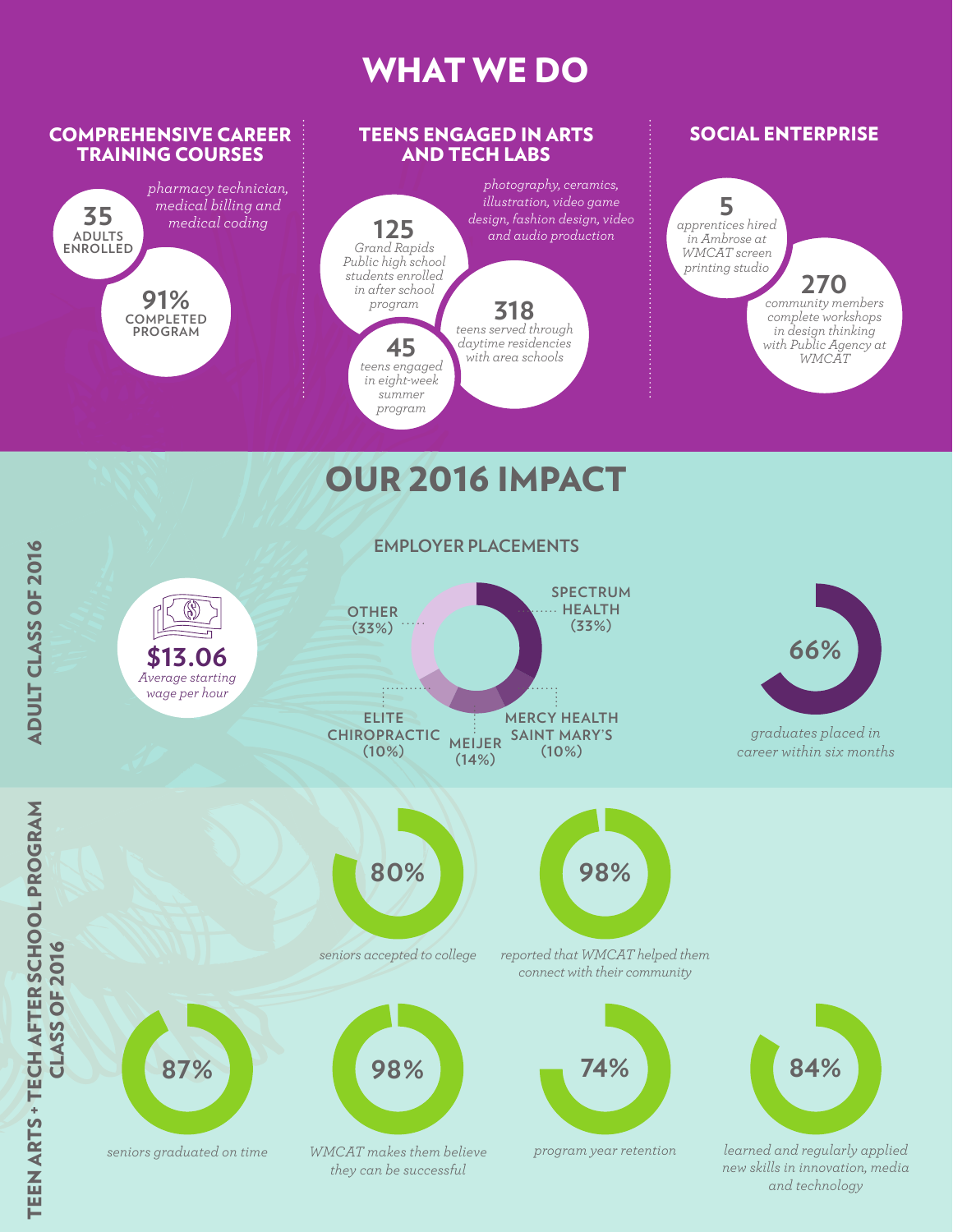# WHAT WE DO

## COMPREHENSIVE CAREER TRAINING COURSES

*pharmacy technician, medical billing and medical coding*

**35** ADULTS ENROLLED

**91%** COMPLETED PROGRAM

## TEENS ENGAGED IN ARTS AND TECH LABS

*photography, ceramics, illustration, video game design, fashion design, video and audio production*

**125** *Grand Rapids Public high school students enrolled in after school program*

**318** *teens served through daytime residencies with area schools*

**45** *teens engaged in eight-week summer program*

## SOCIAL ENTERPRISE

**5** *apprentices hired in Ambrose at WMCAT screen printing studio*

**270** *community members complete workshops in design thinking with Public Agency at WMCAT*

# OUR 2016 IMPACT

## ADULT CLASS OF 2016

**$13.06** *Average starting wage per hour*

### EMPLOYER PLACEMENTS

SPECTRUM HEALTH (33%)

OTHER (33%)

ELITE CHIROPRACTIC (10%)

MEIJER (14%)

MERCY HEALTH SAINT MARY'S (10%)

**66%** *graduates placed in career within six months*

## TEEN ARTS + TECH AFTER SCHOOL PROGRAM CLASS OF 2016

**80%** *seniors accepted to college*

**98%** *reported that WMCAT helped them connect with their community*

**87%** *seniors graduated on time*

**98%** *WMCAT makes them believe they can be successful*

**74%** *program year retention*

**84%** *learned and regularly applied new skills in innovation, media and technology*